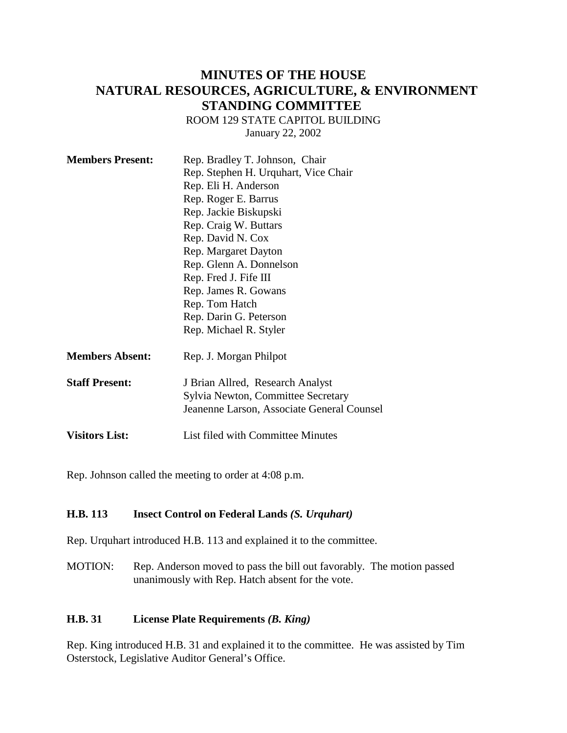# MINUTES OF THE HOUSE NATURAL RESOURCES, AGRICULTURE, & ENVIRONMENT STANDING COMMITTEE

ROOM 129 STATE CAPITOL BUILDING
January 22, 2002

**Members Present:** Rep. Bradley T. Johnson, Chair
Rep. Stephen H. Urquhart, Vice Chair
Rep. Eli H. Anderson
Rep. Roger E. Barrus
Rep. Jackie Biskupski
Rep. Craig W. Buttars
Rep. David N. Cox
Rep. Margaret Dayton
Rep. Glenn A. Donnelson
Rep. Fred J. Fife III
Rep. James R. Gowans
Rep. Tom Hatch
Rep. Darin G. Peterson
Rep. Michael R. Styler

**Members Absent:** Rep. J. Morgan Philpot

**Staff Present:** J Brian Allred, Research Analyst
Sylvia Newton, Committee Secretary
Jeanenne Larson, Associate General Counsel

**Visitors List:** List filed with Committee Minutes

Rep. Johnson called the meeting to order at 4:08 p.m.

### H.B. 113 Insect Control on Federal Lands *(S. Urquhart)*

Rep. Urquhart introduced H.B. 113 and explained it to the committee.

MOTION: Rep. Anderson moved to pass the bill out favorably. The motion passed unanimously with Rep. Hatch absent for the vote.

### H.B. 31 License Plate Requirements *(B. King)*

Rep. King introduced H.B. 31 and explained it to the committee. He was assisted by Tim Osterstock, Legislative Auditor General's Office.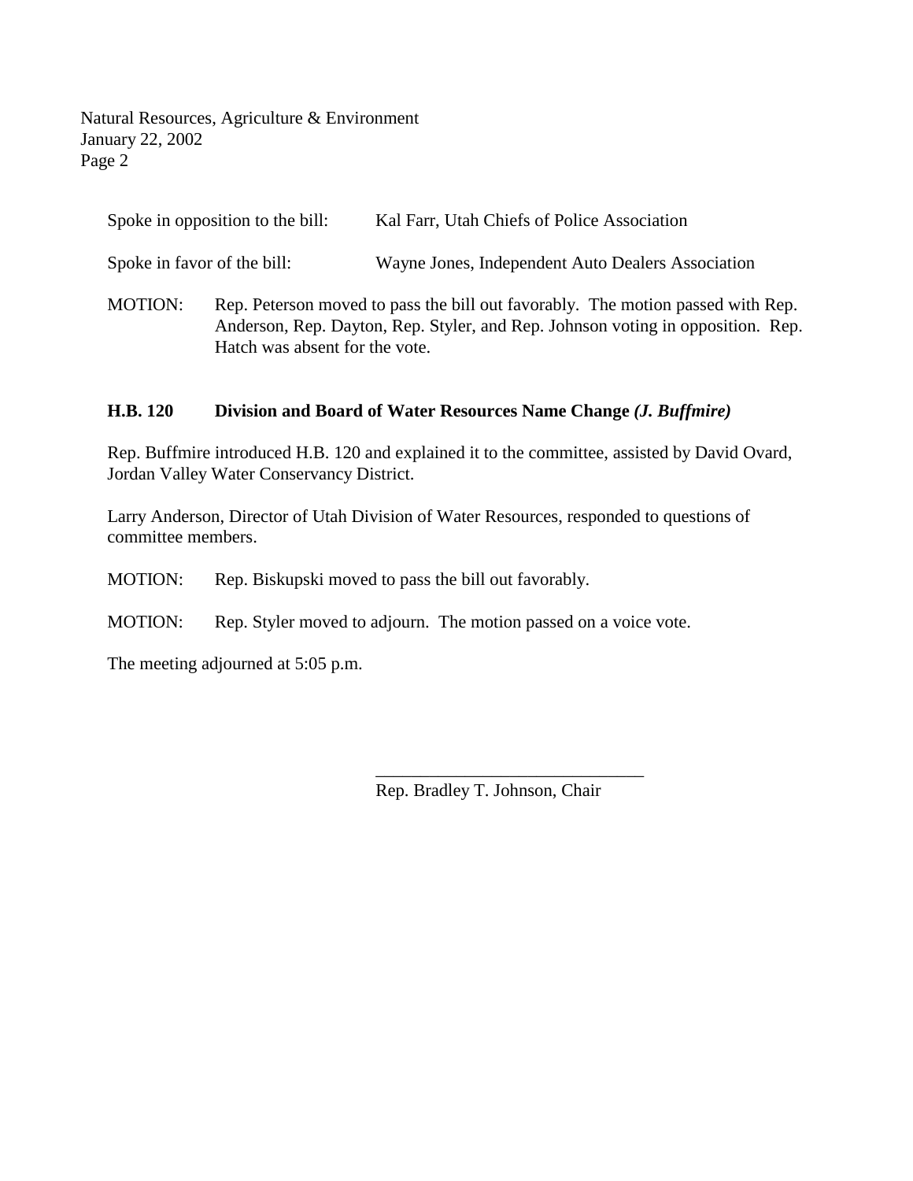Spoke in opposition to the bill: Kal Farr, Utah Chiefs of Police Association

Spoke in favor of the bill: Wayne Jones, Independent Auto Dealers Association

MOTION: Rep. Peterson moved to pass the bill out favorably. The motion passed with Rep. Anderson, Rep. Dayton, Rep. Styler, and Rep. Johnson voting in opposition. Rep. Hatch was absent for the vote.

**H.B. 120 Division and Board of Water Resources Name Change *(J. Buffmire)***

Rep. Buffmire introduced H.B. 120 and explained it to the committee, assisted by David Ovard, Jordan Valley Water Conservancy District.

Larry Anderson, Director of Utah Division of Water Resources, responded to questions of committee members.

MOTION: Rep. Biskupski moved to pass the bill out favorably.

MOTION: Rep. Styler moved to adjourn. The motion passed on a voice vote.

The meeting adjourned at 5:05 p.m.

\_\_\_\_\_\_\_\_\_\_\_\_\_\_\_\_\_\_\_\_\_\_\_\_\_\_\_\_\_\_

Rep. Bradley T. Johnson, Chair